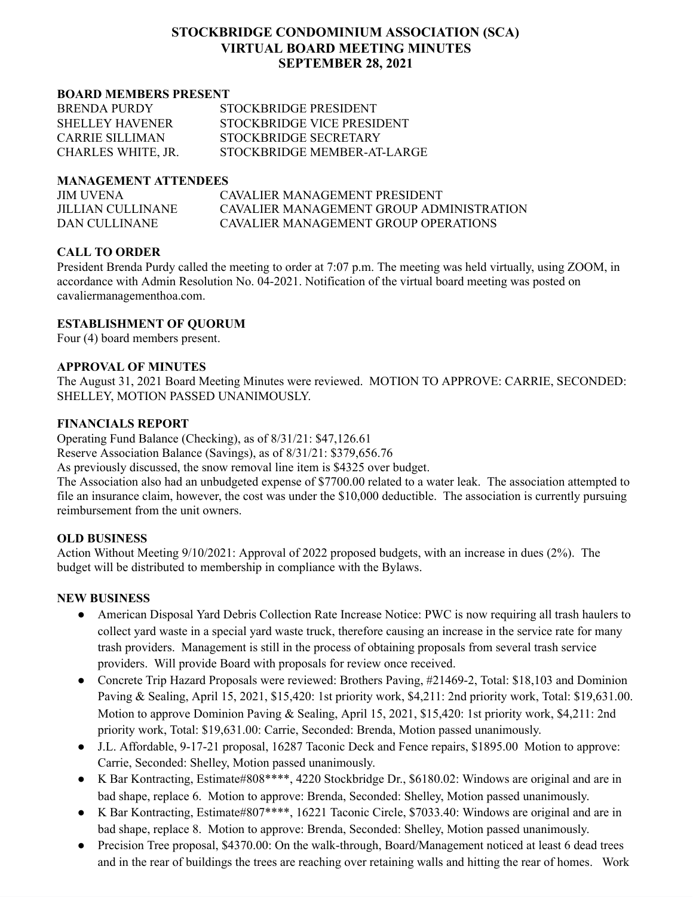# STOCKBRIDGE CONDOMINIUM ASSOCIATION (SCA)
# VIRTUAL BOARD MEETING MINUTES
# SEPTEMBER 28, 2021

**BOARD MEMBERS PRESENT**

| | |
|---|---|
| BRENDA PURDY | STOCKBRIDGE PRESIDENT |
| SHELLEY HAVENER | STOCKBRIDGE VICE PRESIDENT |
| CARRIE SILLIMAN | STOCKBRIDGE SECRETARY |
| CHARLES WHITE, JR. | STOCKBRIDGE MEMBER-AT-LARGE |

**MANAGEMENT ATTENDEES**

| | |
|---|---|
| JIM UVENA | CAVALIER MANAGEMENT PRESIDENT |
| JILLIAN CULLINANE | CAVALIER MANAGEMENT GROUP ADMINISTRATION |
| DAN CULLINANE | CAVALIER MANAGEMENT GROUP OPERATIONS |

**CALL TO ORDER**

President Brenda Purdy called the meeting to order at 7:07 p.m. The meeting was held virtually, using ZOOM, in accordance with Admin Resolution No. 04-2021. Notification of the virtual board meeting was posted on cavaliermanagementhoa.com.

**ESTABLISHMENT OF QUORUM**

Four (4) board members present.

**APPROVAL OF MINUTES**

The August 31, 2021 Board Meeting Minutes were reviewed. MOTION TO APPROVE: CARRIE, SECONDED: SHELLEY, MOTION PASSED UNANIMOUSLY.

**FINANCIALS REPORT**

Operating Fund Balance (Checking), as of 8/31/21: $47,126.61
Reserve Association Balance (Savings), as of 8/31/21: $379,656.76
As previously discussed, the snow removal line item is $4325 over budget.
The Association also had an unbudgeted expense of $7700.00 related to a water leak. The association attempted to file an insurance claim, however, the cost was under the $10,000 deductible. The association is currently pursuing reimbursement from the unit owners.

**OLD BUSINESS**

Action Without Meeting 9/10/2021: Approval of 2022 proposed budgets, with an increase in dues (2%). The budget will be distributed to membership in compliance with the Bylaws.

**NEW BUSINESS**

- American Disposal Yard Debris Collection Rate Increase Notice: PWC is now requiring all trash haulers to collect yard waste in a special yard waste truck, therefore causing an increase in the service rate for many trash providers. Management is still in the process of obtaining proposals from several trash service providers. Will provide Board with proposals for review once received.
- Concrete Trip Hazard Proposals were reviewed: Brothers Paving, #21469-2, Total: $18,103 and Dominion Paving & Sealing, April 15, 2021, $15,420: 1st priority work, $4,211: 2nd priority work, Total: $19,631.00. Motion to approve Dominion Paving & Sealing, April 15, 2021, $15,420: 1st priority work, $4,211: 2nd priority work, Total: $19,631.00: Carrie, Seconded: Brenda, Motion passed unanimously.
- J.L. Affordable, 9-17-21 proposal, 16287 Taconic Deck and Fence repairs, $1895.00 Motion to approve: Carrie, Seconded: Shelley, Motion passed unanimously.
- K Bar Kontracting, Estimate#808****, 4220 Stockbridge Dr., $6180.02: Windows are original and are in bad shape, replace 6. Motion to approve: Brenda, Seconded: Shelley, Motion passed unanimously.
- K Bar Kontracting, Estimate#807****, 16221 Taconic Circle, $7033.40: Windows are original and are in bad shape, replace 8. Motion to approve: Brenda, Seconded: Shelley, Motion passed unanimously.
- Precision Tree proposal, $4370.00: On the walk-through, Board/Management noticed at least 6 dead trees and in the rear of buildings the trees are reaching over retaining walls and hitting the rear of homes. Work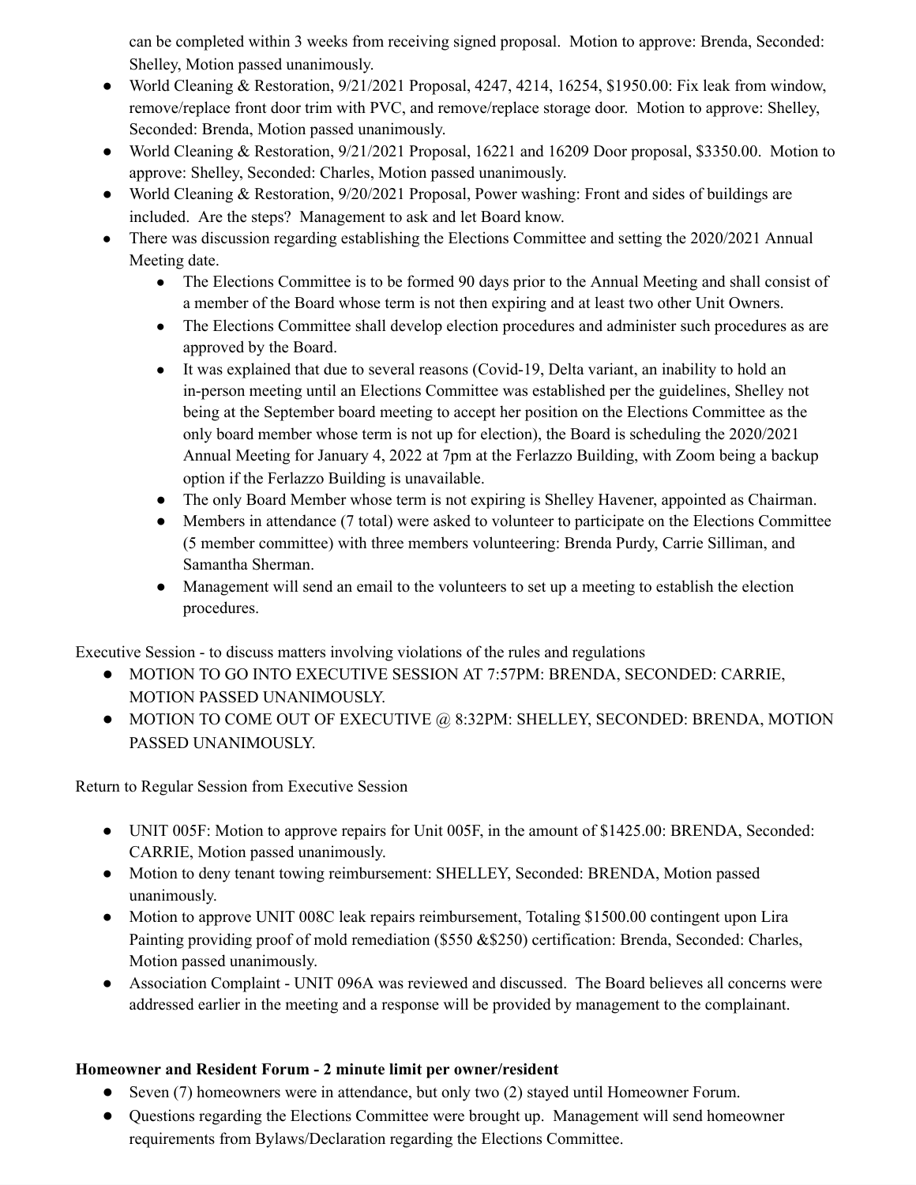can be completed within 3 weeks from receiving signed proposal. Motion to approve: Brenda, Seconded: Shelley, Motion passed unanimously.

- World Cleaning & Restoration, 9/21/2021 Proposal, 4247, 4214, 16254, $1950.00: Fix leak from window, remove/replace front door trim with PVC, and remove/replace storage door. Motion to approve: Shelley, Seconded: Brenda, Motion passed unanimously.
- World Cleaning & Restoration, 9/21/2021 Proposal, 16221 and 16209 Door proposal, $3350.00. Motion to approve: Shelley, Seconded: Charles, Motion passed unanimously.
- World Cleaning & Restoration, 9/20/2021 Proposal, Power washing: Front and sides of buildings are included. Are the steps? Management to ask and let Board know.
- There was discussion regarding establishing the Elections Committee and setting the 2020/2021 Annual Meeting date.
  - The Elections Committee is to be formed 90 days prior to the Annual Meeting and shall consist of a member of the Board whose term is not then expiring and at least two other Unit Owners.
  - The Elections Committee shall develop election procedures and administer such procedures as are approved by the Board.
  - It was explained that due to several reasons (Covid-19, Delta variant, an inability to hold an in-person meeting until an Elections Committee was established per the guidelines, Shelley not being at the September board meeting to accept her position on the Elections Committee as the only board member whose term is not up for election), the Board is scheduling the 2020/2021 Annual Meeting for January 4, 2022 at 7pm at the Ferlazzo Building, with Zoom being a backup option if the Ferlazzo Building is unavailable.
  - The only Board Member whose term is not expiring is Shelley Havener, appointed as Chairman.
  - Members in attendance (7 total) were asked to volunteer to participate on the Elections Committee (5 member committee) with three members volunteering: Brenda Purdy, Carrie Silliman, and Samantha Sherman.
  - Management will send an email to the volunteers to set up a meeting to establish the election procedures.

Executive Session - to discuss matters involving violations of the rules and regulations

- MOTION TO GO INTO EXECUTIVE SESSION AT 7:57PM: BRENDA, SECONDED: CARRIE, MOTION PASSED UNANIMOUSLY.
- MOTION TO COME OUT OF EXECUTIVE @ 8:32PM: SHELLEY, SECONDED: BRENDA, MOTION PASSED UNANIMOUSLY.

Return to Regular Session from Executive Session

- UNIT 005F: Motion to approve repairs for Unit 005F, in the amount of $1425.00: BRENDA, Seconded: CARRIE, Motion passed unanimously.
- Motion to deny tenant towing reimbursement: SHELLEY, Seconded: BRENDA, Motion passed unanimously.
- Motion to approve UNIT 008C leak repairs reimbursement, Totaling $1500.00 contingent upon Lira Painting providing proof of mold remediation ($550 &$250) certification: Brenda, Seconded: Charles, Motion passed unanimously.
- Association Complaint - UNIT 096A was reviewed and discussed. The Board believes all concerns were addressed earlier in the meeting and a response will be provided by management to the complainant.

**Homeowner and Resident Forum - 2 minute limit per owner/resident**

- Seven (7) homeowners were in attendance, but only two (2) stayed until Homeowner Forum.
- Questions regarding the Elections Committee were brought up. Management will send homeowner requirements from Bylaws/Declaration regarding the Elections Committee.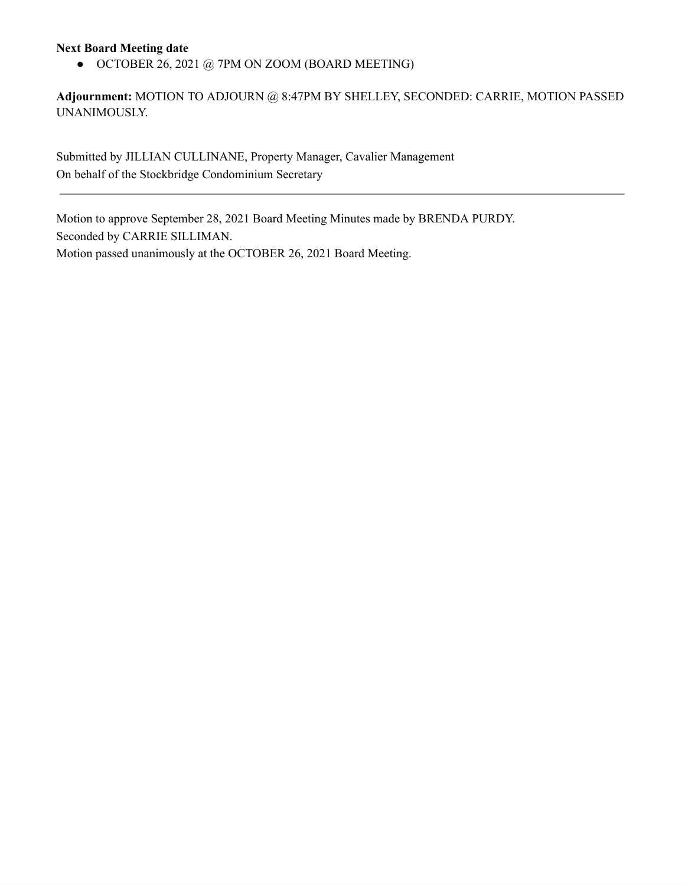**Next Board Meeting date**

- OCTOBER 26, 2021 @ 7PM ON ZOOM (BOARD MEETING)

**Adjournment:** MOTION TO ADJOURN @ 8:47PM BY SHELLEY, SECONDED: CARRIE, MOTION PASSED UNANIMOUSLY.

Submitted by JILLIAN CULLINANE, Property Manager, Cavalier Management
On behalf of the Stockbridge Condominium Secretary

---

Motion to approve September 28, 2021 Board Meeting Minutes made by BRENDA PURDY.
Seconded by CARRIE SILLIMAN.
Motion passed unanimously at the OCTOBER 26, 2021 Board Meeting.